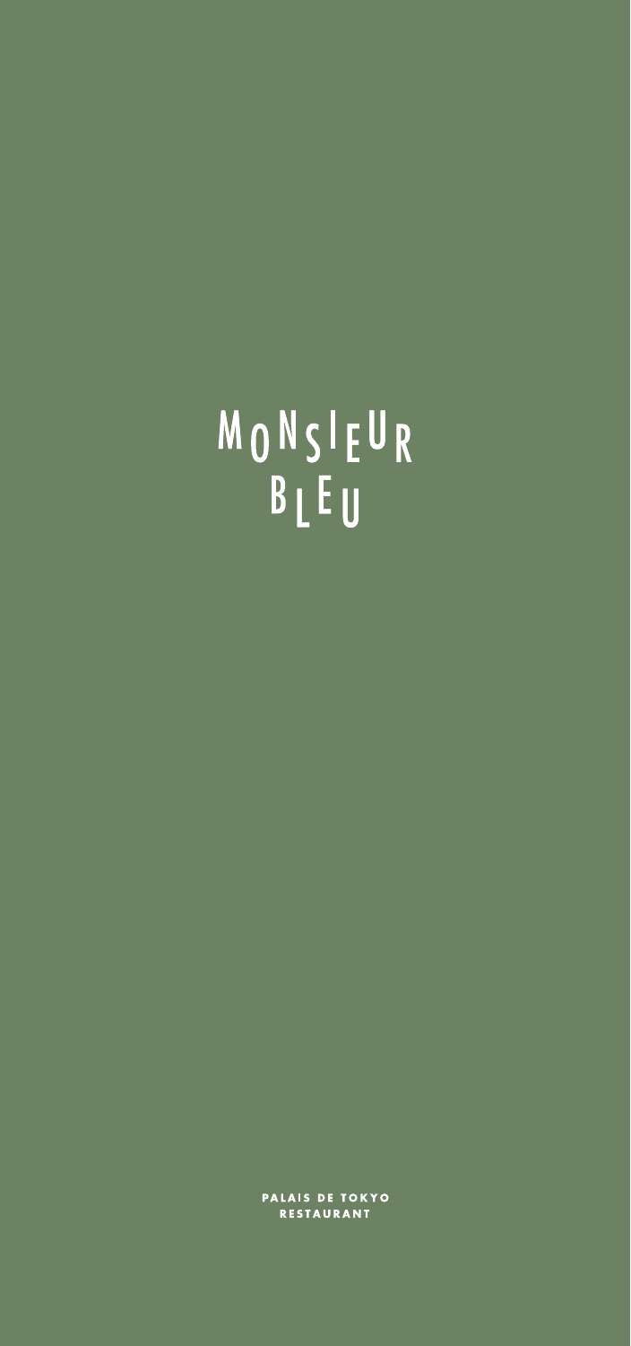# MONSIEUR BLEU

**PALAIS DE TOKYO**
**RESTAURANT**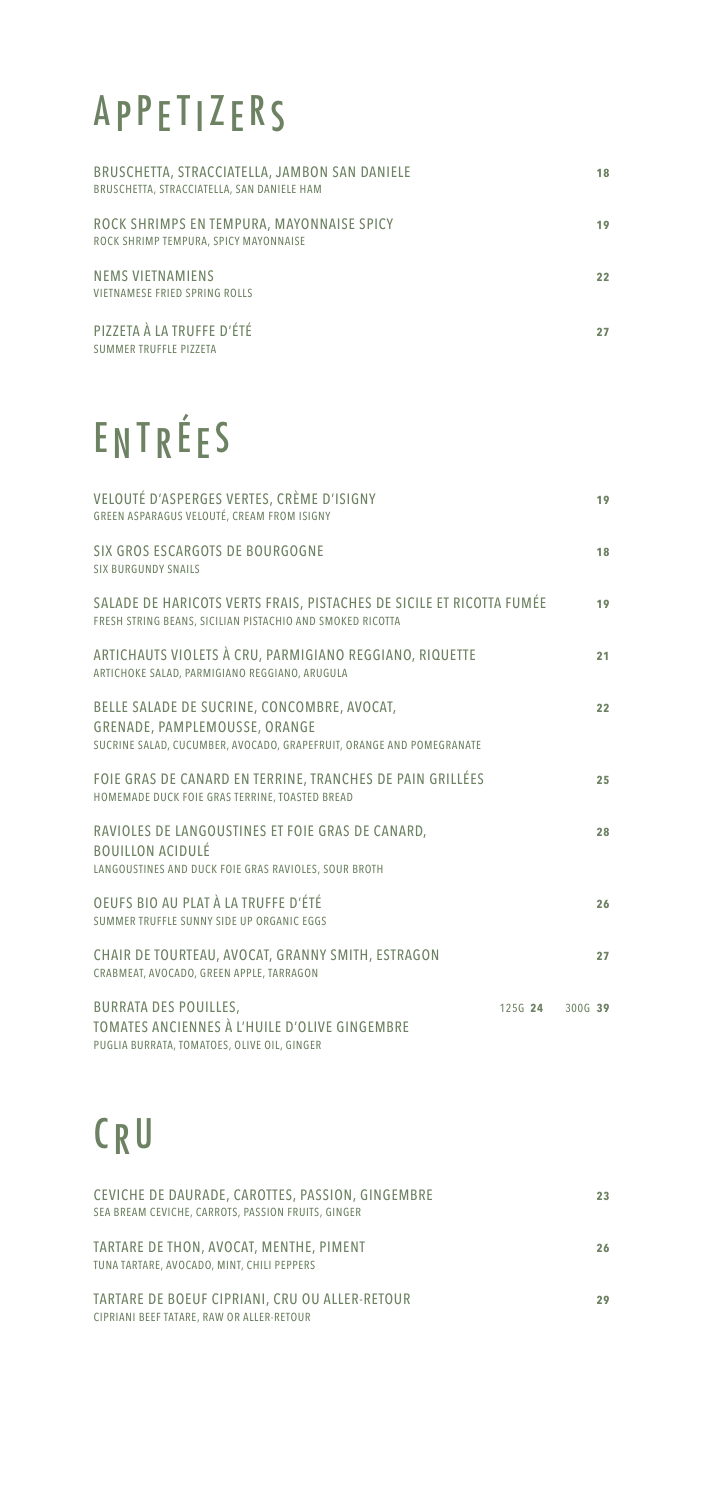# APPETIZERS

| | |
|---|---|
| BRUSCHETTA, STRACCIATELLA, JAMBON SAN DANIELE<br>BRUSCHETTA, STRACCIATELLA, SAN DANIELE HAM | **18** |
| ROCK SHRIMPS EN TEMPURA, MAYONNAISE SPICY<br>ROCK SHRIMP TEMPURA, SPICY MAYONNAISE | **19** |
| NEMS VIETNAMIENS<br>VIETNAMESE FRIED SPRING ROLLS | **22** |
| PIZZETA À LA TRUFFE D'ÉTÉ<br>SUMMER TRUFFLE PIZZETA | **27** |

# ENTRÉES

| | |
|---|---|
| VELOUTÉ D'ASPERGES VERTES, CRÈME D'ISIGNY<br>GREEN ASPARAGUS VELOUTÉ, CREAM FROM ISIGNY | **19** |
| SIX GROS ESCARGOTS DE BOURGOGNE<br>SIX BURGUNDY SNAILS | **18** |
| SALADE DE HARICOTS VERTS FRAIS, PISTACHES DE SICILE ET RICOTTA FUMÉE<br>FRESH STRING BEANS, SICILIAN PISTACHIO AND SMOKED RICOTTA | **19** |
| ARTICHAUTS VIOLETS À CRU, PARMIGIANO REGGIANO, RIQUETTE<br>ARTICHOKE SALAD, PARMIGIANO REGGIANO, ARUGULA | **21** |
| BELLE SALADE DE SUCRINE, CONCOMBRE, AVOCAT, GRENADE, PAMPLEMOUSSE, ORANGE<br>SUCRINE SALAD, CUCUMBER, AVOCADO, GRAPEFRUIT, ORANGE AND POMEGRANATE | **22** |
| FOIE GRAS DE CANARD EN TERRINE, TRANCHES DE PAIN GRILLÉES<br>HOMEMADE DUCK FOIE GRAS TERRINE, TOASTED BREAD | **25** |
| RAVIOLES DE LANGOUSTINES ET FOIE GRAS DE CANARD, BOUILLON ACIDULÉ<br>LANGOUSTINES AND DUCK FOIE GRAS RAVIOLES, SOUR BROTH | **28** |
| OEUFS BIO AU PLAT À LA TRUFFE D'ÉTÉ<br>SUMMER TRUFFLE SUNNY SIDE UP ORGANIC EGGS | **26** |
| CHAIR DE TOURTEAU, AVOCAT, GRANNY SMITH, ESTRAGON<br>CRABMEAT, AVOCADO, GREEN APPLE, TARRAGON | **27** |
| BURRATA DES POUILLES, TOMATES ANCIENNES À L'HUILE D'OLIVE GINGEMBRE<br>PUGLIA BURRATA, TOMATOES, OLIVE OIL, GINGER | 125G **24** 300G **39** |

# CRU

| | |
|---|---|
| CEVICHE DE DAURADE, CAROTTES, PASSION, GINGEMBRE<br>SEA BREAM CEVICHE, CARROTS, PASSION FRUITS, GINGER | **23** |
| TARTARE DE THON, AVOCAT, MENTHE, PIMENT<br>TUNA TARTARE, AVOCADO, MINT, CHILI PEPPERS | **26** |
| TARTARE DE BOEUF CIPRIANI, CRU OU ALLER-RETOUR<br>CIPRIANI BEEF TATARE, RAW OR ALLER-RETOUR | **29** |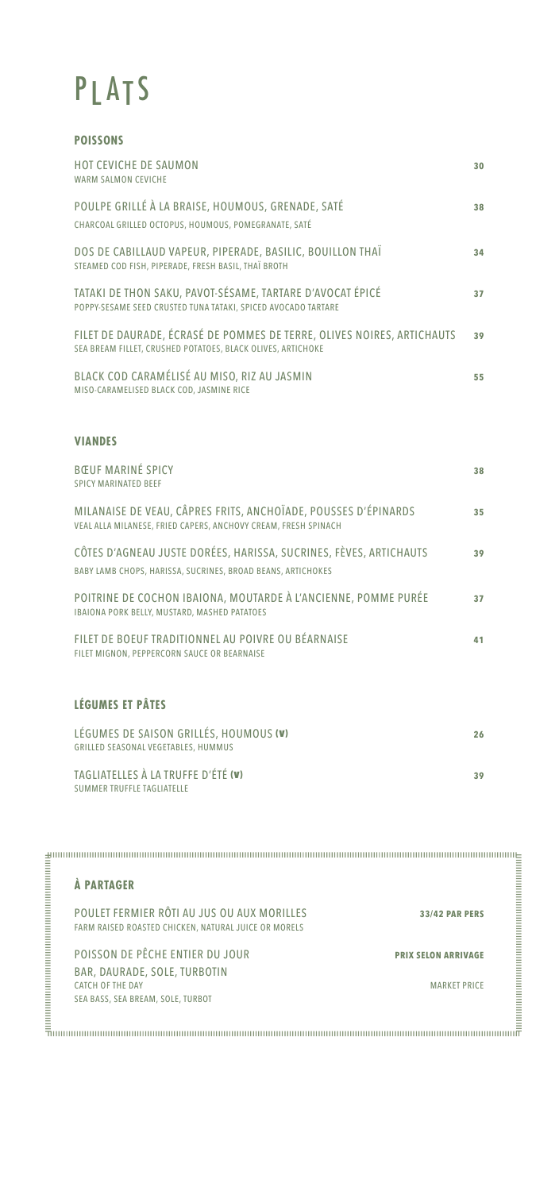# PLATS

## POISSONS

| | |
|---|---|
| HOT CEVICHE DE SAUMON<br>WARM SALMON CEVICHE | 30 |
| POULPE GRILLÉ À LA BRAISE, HOUMOUS, GRENADE, SATÉ<br>CHARCOAL GRILLED OCTOPUS, HOUMOUS, POMEGRANATE, SATÉ | 38 |
| DOS DE CABILLAUD VAPEUR, PIPERADE, BASILIC, BOUILLON THAÏ<br>STEAMED COD FISH, PIPERADE, FRESH BASIL, THAÏ BROTH | 34 |
| TATAKI DE THON SAKU, PAVOT-SÉSAME, TARTARE D'AVOCAT ÉPICÉ<br>POPPY-SESAME SEED CRUSTED TUNA TATAKI, SPICED AVOCADO TARTARE | 37 |
| FILET DE DAURADE, ÉCRASÉ DE POMMES DE TERRE, OLIVES NOIRES, ARTICHAUTS<br>SEA BREAM FILLET, CRUSHED POTATOES, BLACK OLIVES, ARTICHOKE | 39 |
| BLACK COD CARAMÉLISÉ AU MISO, RIZ AU JASMIN<br>MISO-CARAMELISED BLACK COD, JASMINE RICE | 55 |

## VIANDES

| | |
|---|---|
| BŒUF MARINÉ SPICY<br>SPICY MARINATED BEEF | 38 |
| MILANAISE DE VEAU, CÂPRES FRITS, ANCHOÏADE, POUSSES D'ÉPINARDS<br>VEAL ALLA MILANESE, FRIED CAPERS, ANCHOVY CREAM, FRESH SPINACH | 35 |
| CÔTES D'AGNEAU JUSTE DORÉES, HARISSA, SUCRINES, FÈVES, ARTICHAUTS<br>BABY LAMB CHOPS, HARISSA, SUCRINES, BROAD BEANS, ARTICHOKES | 39 |
| POITRINE DE COCHON IBAIONA, MOUTARDE À L'ANCIENNE, POMME PURÉE<br>IBAIONA PORK BELLY, MUSTARD, MASHED PATATOES | 37 |
| FILET DE BOEUF TRADITIONNEL AU POIVRE OU BÉARNAISE<br>FILET MIGNON, PEPPERCORN SAUCE OR BEARNAISE | 41 |

## LÉGUMES ET PÂTES

| | |
|---|---|
| LÉGUMES DE SAISON GRILLÉS, HOUMOUS (V)<br>GRILLED SEASONAL VEGETABLES, HUMMUS | 26 |
| TAGLIATELLES À LA TRUFFE D'ÉTÉ (V)<br>SUMMER TRUFFLE TAGLIATELLE | 39 |

## À PARTAGER

| | |
|---|---|
| POULET FERMIER RÔTI AU JUS OU AUX MORILLES<br>FARM RAISED ROASTED CHICKEN, NATURAL JUICE OR MORELS | **33/42 PAR PERS** |
| POISSON DE PÊCHE ENTIER DU JOUR<br>BAR, DAURADE, SOLE, TURBOTIN<br>CATCH OF THE DAY<br>SEA BASS, SEA BREAM, SOLE, TURBOT | **PRIX SELON ARRIVAGE**<br>MARKET PRICE |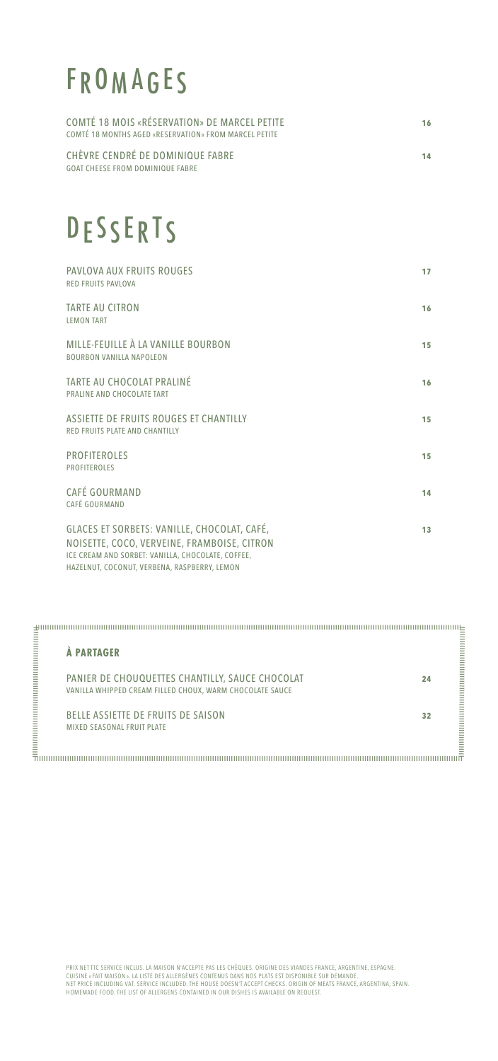# FROMAGES

COMTÉ 18 MOIS «RÉSERVATION» DE MARCEL PETITE — **16**
COMTÉ 18 MONTHS AGED «RESERVATION» FROM MARCEL PETITE

CHÈVRE CENDRÉ DE DOMINIQUE FABRE — **14**
GOAT CHEESE FROM DOMINIQUE FABRE

# DESSERTS

PAVLOVA AUX FRUITS ROUGES — **17**
RED FRUITS PAVLOVA

TARTE AU CITRON — **16**
LEMON TART

MILLE-FEUILLE À LA VANILLE BOURBON — **15**
BOURBON VANILLA NAPOLEON

TARTE AU CHOCOLAT PRALINÉ — **16**
PRALINE AND CHOCOLATE TART

ASSIETTE DE FRUITS ROUGES ET CHANTILLY — **15**
RED FRUITS PLATE AND CHANTILLY

PROFITEROLES — **15**
PROFITEROLES

CAFÉ GOURMAND — **14**
CAFÉ GOURMAND

GLACES ET SORBETS: VANILLE, CHOCOLAT, CAFÉ, NOISETTE, COCO, VERVEINE, FRAMBOISE, CITRON — **13**
ICE CREAM AND SORBET: VANILLA, CHOCOLATE, COFFEE, HAZELNUT, COCONUT, VERBENA, RASPBERRY, LEMON

## À PARTAGER

PANIER DE CHOUQUETTES CHANTILLY, SAUCE CHOCOLAT — **24**
VANILLA WHIPPED CREAM FILLED CHOUX, WARM CHOCOLATE SAUCE

BELLE ASSIETTE DE FRUITS DE SAISON — **32**
MIXED SEASONAL FRUIT PLATE

PRIX NET TTC SERVICE INCLUS. LA MAISON N'ACCEPTE PAS LES CHÈQUES. ORIGINE DES VIANDES FRANCE, ARGENTINE, ESPAGNE.
CUISINE «FAIT MAISON». LA LISTE DES ALLERGÈNES CONTENUS DANS NOS PLATS EST DISPONIBLE SUR DEMANDE.
NET PRICE INCLUDING VAT. SERVICE INCLUDED. THE HOUSE DOESN'T ACCEPT CHECKS. ORIGIN OF MEATS FRANCE, ARGENTINA, SPAIN.
HOMEMADE FOOD. THE LIST OF ALLERGENS CONTAINED IN OUR DISHES IS AVAILABLE ON REQUEST.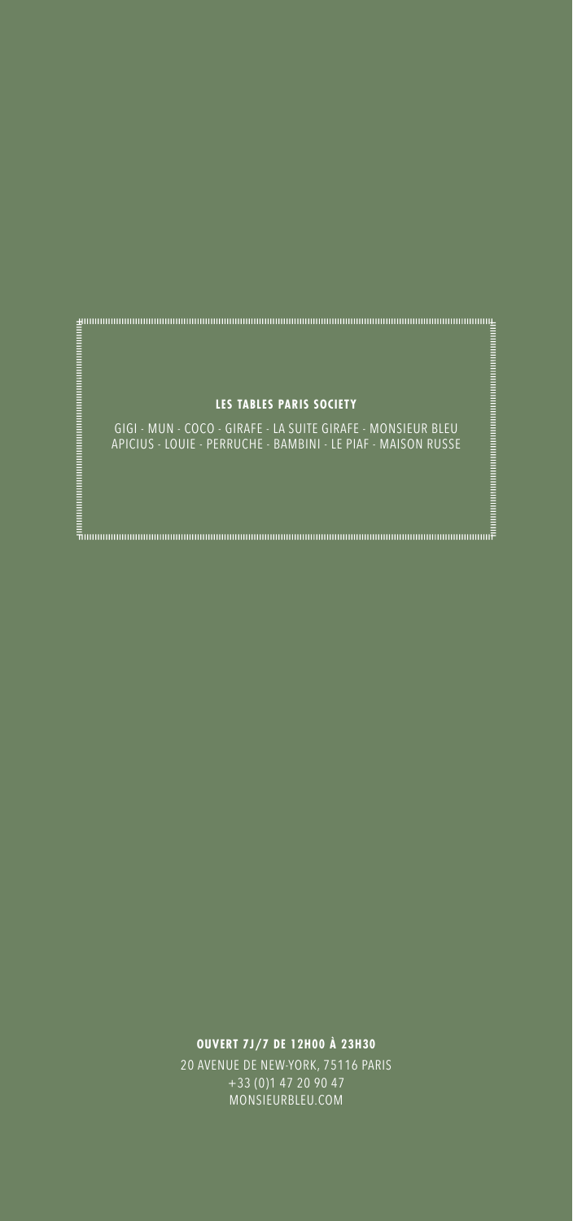**LES TABLES PARIS SOCIETY**

GIGI - MUN - COCO - GIRAFE - LA SUITE GIRAFE - MONSIEUR BLEU
APICIUS - LOUIE - PERRUCHE - BAMBINI - LE PIAF - MAISON RUSSE

**OUVERT 7J/7 DE 12H00 À 23H30**

20 AVENUE DE NEW-YORK, 75116 PARIS
+33 (0)1 47 20 90 47
MONSIEURBLEU.COM